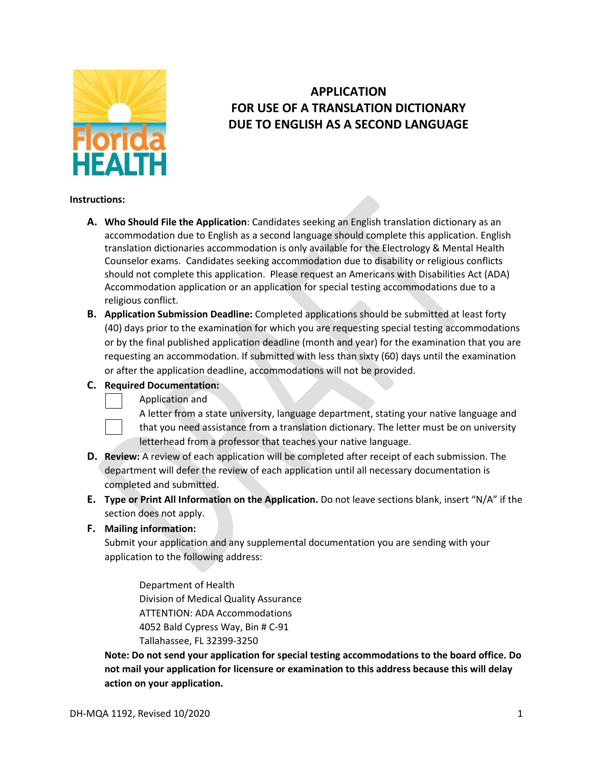# APPLICATION FOR USE OF A TRANSLATION DICTIONARY DUE TO ENGLISH AS A SECOND LANGUAGE

**Instructions:**

**A. Who Should File the Application**: Candidates seeking an English translation dictionary as an accommodation due to English as a second language should complete this application. English translation dictionaries accommodation is only available for the Electrology & Mental Health Counselor exams. Candidates seeking accommodation due to disability or religious conflicts should not complete this application. Please request an Americans with Disabilities Act (ADA) Accommodation application or an application for special testing accommodations due to a religious conflict.

**B. Application Submission Deadline:** Completed applications should be submitted at least forty (40) days prior to the examination for which you are requesting special testing accommodations or by the final published application deadline (month and year) for the examination that you are requesting an accommodation. If submitted with less than sixty (60) days until the examination or after the application deadline, accommodations will not be provided.

**C. Required Documentation:**

- ☐ Application and
- ☐ A letter from a state university, language department, stating your native language and that you need assistance from a translation dictionary. The letter must be on university letterhead from a professor that teaches your native language.

**D. Review:** A review of each application will be completed after receipt of each submission. The department will defer the review of each application until all necessary documentation is completed and submitted.

**E. Type or Print All Information on the Application.** Do not leave sections blank, insert "N/A" if the section does not apply.

**F. Mailing information:**

Submit your application and any supplemental documentation you are sending with your application to the following address:

Department of Health
Division of Medical Quality Assurance
ATTENTION: ADA Accommodations
4052 Bald Cypress Way, Bin # C-91
Tallahassee, FL 32399-3250

**Note: Do not send your application for special testing accommodations to the board office. Do not mail your application for licensure or examination to this address because this will delay action on your application.**

DH-MQA 1192, Revised 10/2020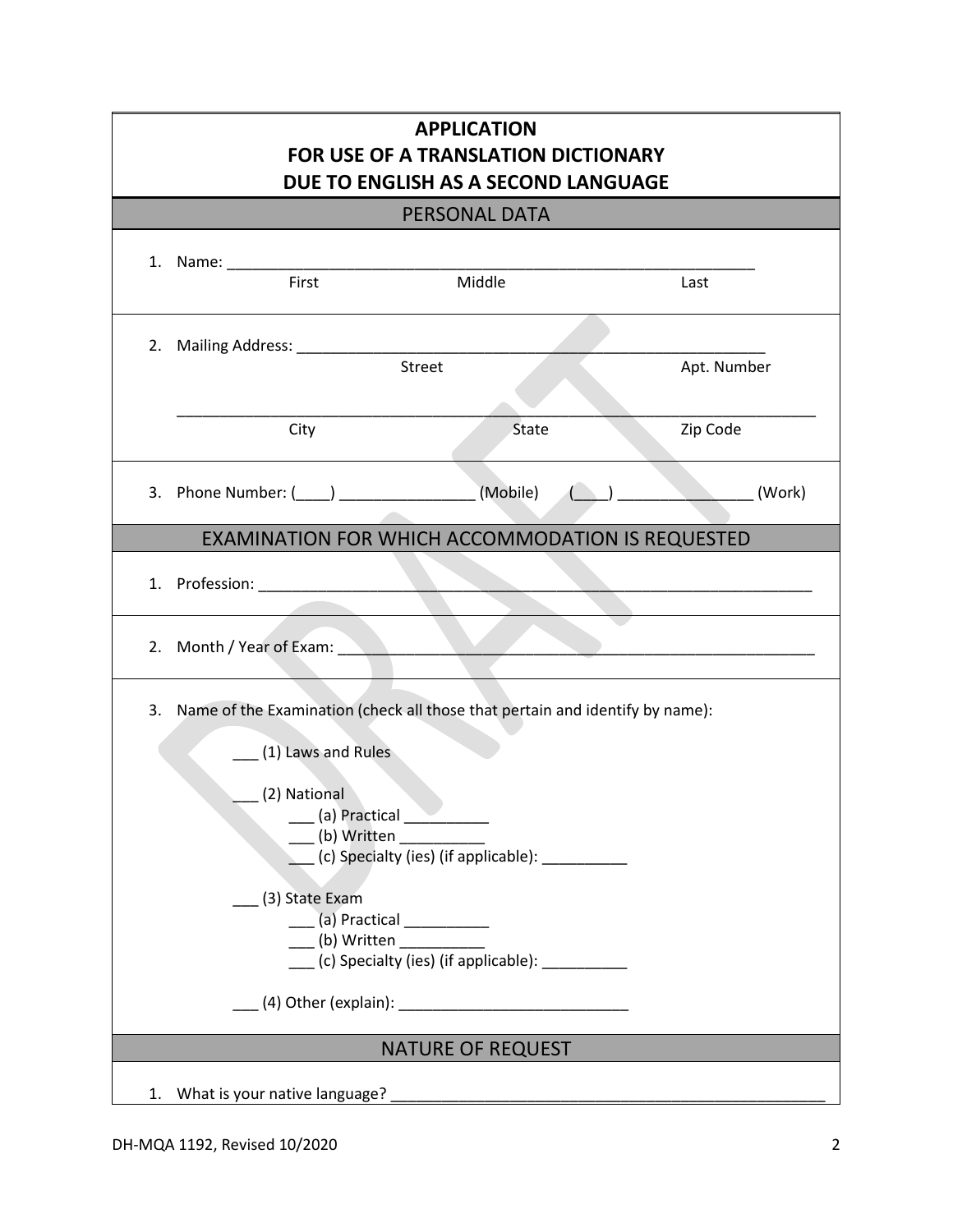# APPLICATION
# FOR USE OF A TRANSLATION DICTIONARY
# DUE TO ENGLISH AS A SECOND LANGUAGE

## PERSONAL DATA

1. Name: ______________________________________________________________
   First                    Middle                    Last

2. Mailing Address: _______________________________________________________
   Street                    Apt. Number

   ___________________________________________________________________________
   City                    State                    Zip Code

3. Phone Number: (____) _______________ (Mobile)    (____) _______________ (Work)

## EXAMINATION FOR WHICH ACCOMMODATION IS REQUESTED

1. Profession: ________________________________________________________________

2. Month / Year of Exam: _______________________________________________________

3. Name of the Examination (check all those that pertain and identify by name):

   ___ (1) Laws and Rules

   ___ (2) National
      ___ (a) Practical __________
      ___ (b) Written __________
      ___ (c) Specialty (ies) (if applicable): __________

   ___ (3) State Exam
      ___ (a) Practical __________
      ___ (b) Written __________
      ___ (c) Specialty (ies) (if applicable): __________

   ___ (4) Other (explain): ___________________________

## NATURE OF REQUEST

1. What is your native language? ____________________________________________________

DH-MQA 1192, Revised 10/2020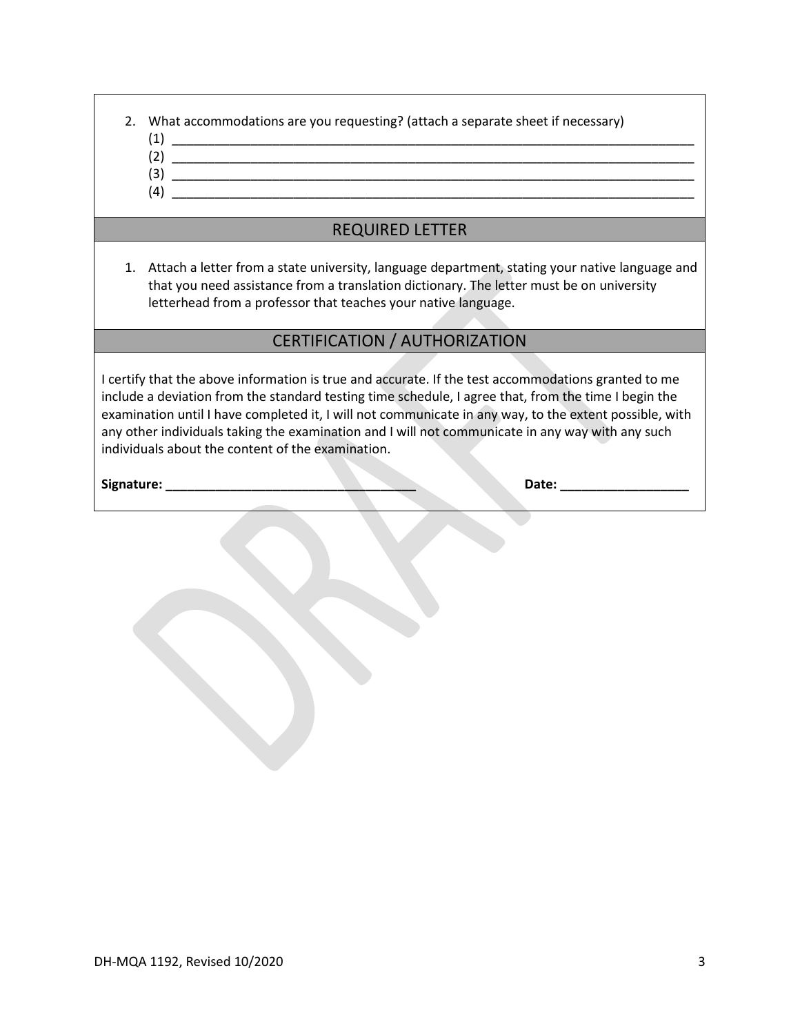2. What accommodations are you requesting? (attach a separate sheet if necessary)
   (1) ____________________________________________________________________________
   (2) ____________________________________________________________________________
   (3) ____________________________________________________________________________
   (4) ____________________________________________________________________________

## REQUIRED LETTER

1. Attach a letter from a state university, language department, stating your native language and that you need assistance from a translation dictionary. The letter must be on university letterhead from a professor that teaches your native language.

## CERTIFICATION / AUTHORIZATION

I certify that the above information is true and accurate. If the test accommodations granted to me include a deviation from the standard testing time schedule, I agree that, from the time I begin the examination until I have completed it, I will not communicate in any way, to the extent possible, with any other individuals taking the examination and I will not communicate in any way with any such individuals about the content of the examination.

**Signature: ___________________________________** **Date: __________________**

DH-MQA 1192, Revised 10/2020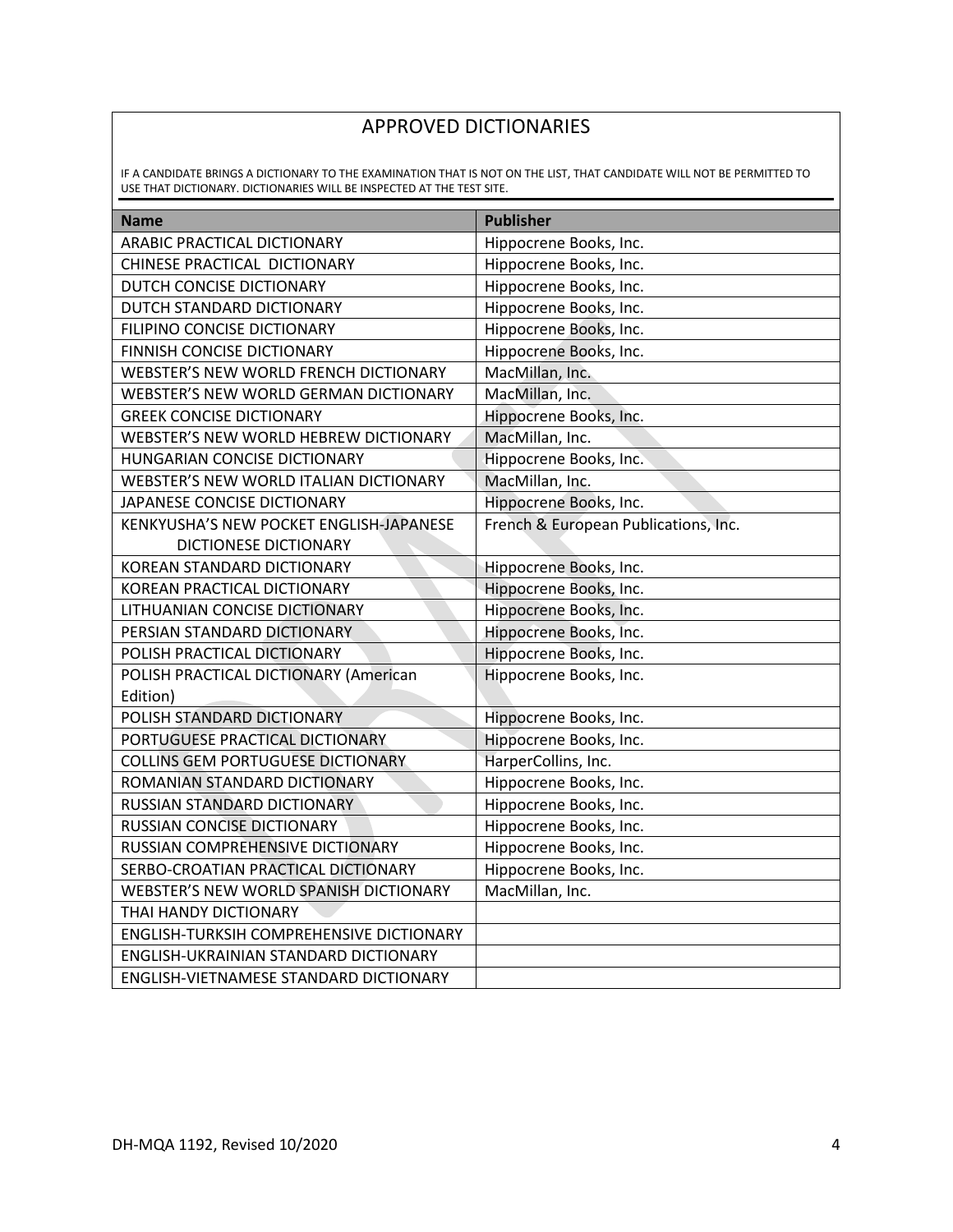## APPROVED DICTIONARIES

IF A CANDIDATE BRINGS A DICTIONARY TO THE EXAMINATION THAT IS NOT ON THE LIST, THAT CANDIDATE WILL NOT BE PERMITTED TO USE THAT DICTIONARY. DICTIONARIES WILL BE INSPECTED AT THE TEST SITE.

| Name | Publisher |
|---|---|
| ARABIC PRACTICAL DICTIONARY | Hippocrene Books, Inc. |
| CHINESE PRACTICAL DICTIONARY | Hippocrene Books, Inc. |
| DUTCH CONCISE DICTIONARY | Hippocrene Books, Inc. |
| DUTCH STANDARD DICTIONARY | Hippocrene Books, Inc. |
| FILIPINO CONCISE DICTIONARY | Hippocrene Books, Inc. |
| FINNISH CONCISE DICTIONARY | Hippocrene Books, Inc. |
| WEBSTER'S NEW WORLD FRENCH DICTIONARY | MacMillan, Inc. |
| WEBSTER'S NEW WORLD GERMAN DICTIONARY | MacMillan, Inc. |
| GREEK CONCISE DICTIONARY | Hippocrene Books, Inc. |
| WEBSTER'S NEW WORLD HEBREW DICTIONARY | MacMillan, Inc. |
| HUNGARIAN CONCISE DICTIONARY | Hippocrene Books, Inc. |
| WEBSTER'S NEW WORLD ITALIAN DICTIONARY | MacMillan, Inc. |
| JAPANESE CONCISE DICTIONARY | Hippocrene Books, Inc. |
| KENKYUSHA'S NEW POCKET ENGLISH-JAPANESE DICTIONESE DICTIONARY | French & European Publications, Inc. |
| KOREAN STANDARD DICTIONARY | Hippocrene Books, Inc. |
| KOREAN PRACTICAL DICTIONARY | Hippocrene Books, Inc. |
| LITHUANIAN CONCISE DICTIONARY | Hippocrene Books, Inc. |
| PERSIAN STANDARD DICTIONARY | Hippocrene Books, Inc. |
| POLISH PRACTICAL DICTIONARY | Hippocrene Books, Inc. |
| POLISH PRACTICAL DICTIONARY (American Edition) | Hippocrene Books, Inc. |
| POLISH STANDARD DICTIONARY | Hippocrene Books, Inc. |
| PORTUGUESE PRACTICAL DICTIONARY | Hippocrene Books, Inc. |
| COLLINS GEM PORTUGUESE DICTIONARY | HarperCollins, Inc. |
| ROMANIAN STANDARD DICTIONARY | Hippocrene Books, Inc. |
| RUSSIAN STANDARD DICTIONARY | Hippocrene Books, Inc. |
| RUSSIAN CONCISE DICTIONARY | Hippocrene Books, Inc. |
| RUSSIAN COMPREHENSIVE DICTIONARY | Hippocrene Books, Inc. |
| SERBO-CROATIAN PRACTICAL DICTIONARY | Hippocrene Books, Inc. |
| WEBSTER'S NEW WORLD SPANISH DICTIONARY | MacMillan, Inc. |
| THAI HANDY DICTIONARY | |
| ENGLISH-TURKSIH COMPREHENSIVE DICTIONARY | |
| ENGLISH-UKRAINIAN STANDARD DICTIONARY | |
| ENGLISH-VIETNAMESE STANDARD DICTIONARY | |

DH-MQA 1192, Revised 10/2020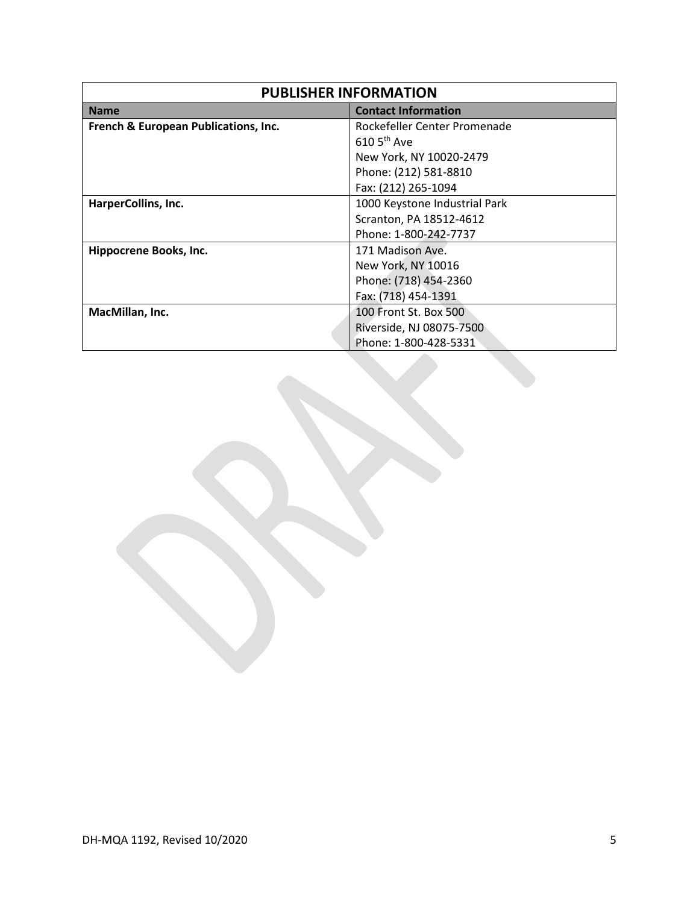| PUBLISHER INFORMATION | |
|---|---|
| **Name** | **Contact Information** |
| **French & European Publications, Inc.** | Rockefeller Center Promenade<br>610 5th Ave<br>New York, NY 10020-2479<br>Phone: (212) 581-8810<br>Fax: (212) 265-1094 |
| **HarperCollins, Inc.** | 1000 Keystone Industrial Park<br>Scranton, PA 18512-4612<br>Phone: 1-800-242-7737 |
| **Hippocrene Books, Inc.** | 171 Madison Ave.<br>New York, NY 10016<br>Phone: (718) 454-2360<br>Fax: (718) 454-1391 |
| **MacMillan, Inc.** | 100 Front St. Box 500<br>Riverside, NJ 08075-7500<br>Phone: 1-800-428-5331 |

DRAFT

DH-MQA 1192, Revised 10/2020